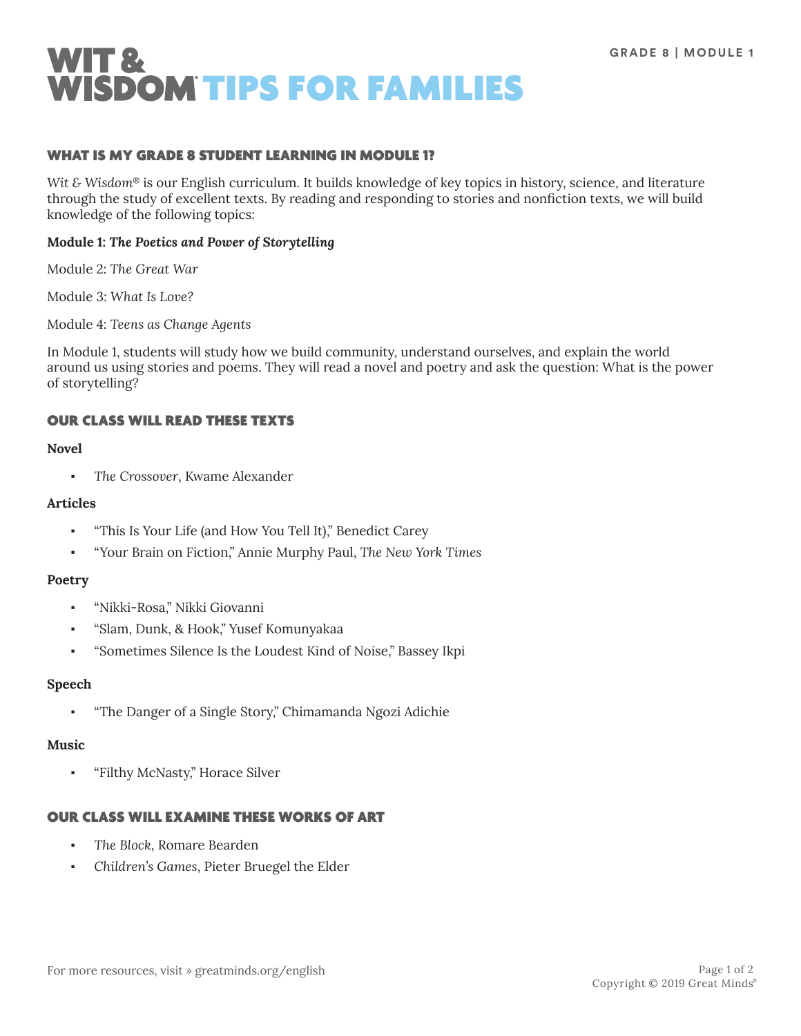# WIT & WISDOM® TIPS FOR FAMILIES

GRADE 8 | MODULE 1

## WHAT IS MY GRADE 8 STUDENT LEARNING IN MODULE 1?

*Wit & Wisdom®* is our English curriculum. It builds knowledge of key topics in history, science, and literature through the study of excellent texts. By reading and responding to stories and nonfiction texts, we will build knowledge of the following topics:

**Module 1: *The Poetics and Power of Storytelling***

Module 2: *The Great War*

Module 3: *What Is Love?*

Module 4: *Teens as Change Agents*

In Module 1, students will study how we build community, understand ourselves, and explain the world around us using stories and poems. They will read a novel and poetry and ask the question: What is the power of storytelling?

## OUR CLASS WILL READ THESE TEXTS

**Novel**

- *The Crossover*, Kwame Alexander

**Articles**

- "This Is Your Life (and How You Tell It)," Benedict Carey
- "Your Brain on Fiction," Annie Murphy Paul, *The New York Times*

**Poetry**

- "Nikki-Rosa," Nikki Giovanni
- "Slam, Dunk, & Hook," Yusef Komunyakaa
- "Sometimes Silence Is the Loudest Kind of Noise," Bassey Ikpi

**Speech**

- "The Danger of a Single Story," Chimamanda Ngozi Adichie

**Music**

- "Filthy McNasty," Horace Silver

## OUR CLASS WILL EXAMINE THESE WORKS OF ART

- *The Block*, Romare Bearden
- *Children's Games*, Pieter Bruegel the Elder

For more resources, visit » greatminds.org/english

Copyright © 2019 Great Minds®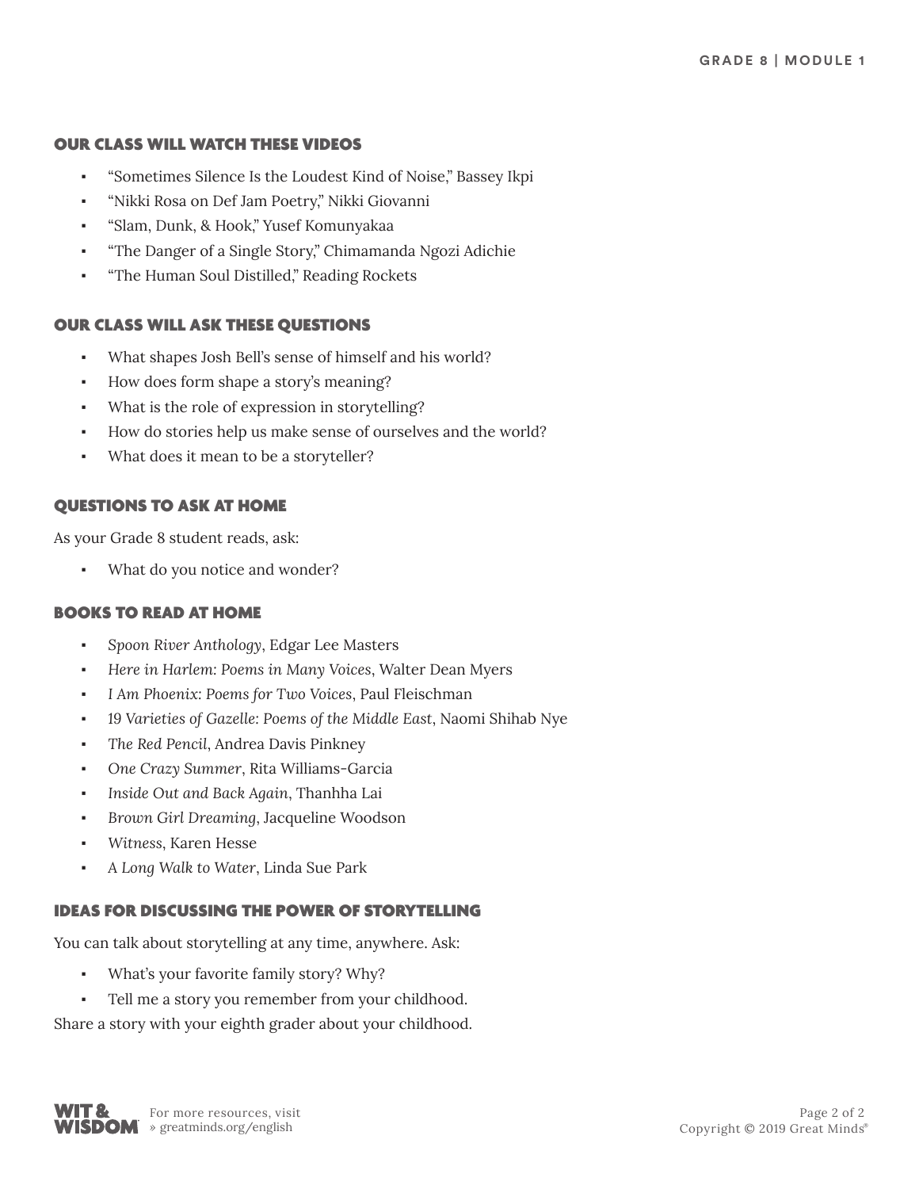## OUR CLASS WILL WATCH THESE VIDEOS

- "Sometimes Silence Is the Loudest Kind of Noise," Bassey Ikpi
- "Nikki Rosa on Def Jam Poetry," Nikki Giovanni
- "Slam, Dunk, & Hook," Yusef Komunyakaa
- "The Danger of a Single Story," Chimamanda Ngozi Adichie
- "The Human Soul Distilled," Reading Rockets

## OUR CLASS WILL ASK THESE QUESTIONS

- What shapes Josh Bell's sense of himself and his world?
- How does form shape a story's meaning?
- What is the role of expression in storytelling?
- How do stories help us make sense of ourselves and the world?
- What does it mean to be a storyteller?

## QUESTIONS TO ASK AT HOME

As your Grade 8 student reads, ask:

- What do you notice and wonder?

## BOOKS TO READ AT HOME

- *Spoon River Anthology*, Edgar Lee Masters
- *Here in Harlem: Poems in Many Voices*, Walter Dean Myers
- *I Am Phoenix: Poems for Two Voices*, Paul Fleischman
- *19 Varieties of Gazelle: Poems of the Middle East*, Naomi Shihab Nye
- *The Red Pencil*, Andrea Davis Pinkney
- *One Crazy Summer*, Rita Williams-Garcia
- *Inside Out and Back Again*, Thanhha Lai
- *Brown Girl Dreaming*, Jacqueline Woodson
- *Witness*, Karen Hesse
- *A Long Walk to Water*, Linda Sue Park

## IDEAS FOR DISCUSSING THE POWER OF STORYTELLING

You can talk about storytelling at any time, anywhere. Ask:

- What's your favorite family story? Why?
- Tell me a story you remember from your childhood.

Share a story with your eighth grader about your childhood.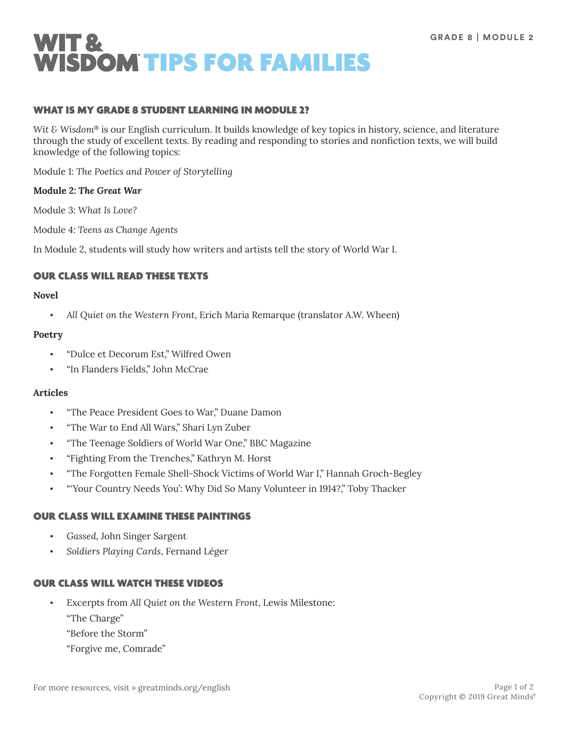# WIT & WISDOM TIPS FOR FAMILIES

GRADE 8 | MODULE 2

## WHAT IS MY GRADE 8 STUDENT LEARNING IN MODULE 2?

*Wit & Wisdom*® is our English curriculum. It builds knowledge of key topics in history, science, and literature through the study of excellent texts. By reading and responding to stories and nonfiction texts, we will build knowledge of the following topics:

Module 1: *The Poetics and Power of Storytelling*

**Module 2: *The Great War***

Module 3: *What Is Love?*

Module 4: *Teens as Change Agents*

In Module 2, students will study how writers and artists tell the story of World War I.

## OUR CLASS WILL READ THESE TEXTS

**Novel**

- *All Quiet on the Western Front*, Erich Maria Remarque (translator A.W. Wheen)

**Poetry**

- "Dulce et Decorum Est," Wilfred Owen
- "In Flanders Fields," John McCrae

**Articles**

- "The Peace President Goes to War," Duane Damon
- "The War to End All Wars," Shari Lyn Zuber
- "The Teenage Soldiers of World War One," BBC Magazine
- "Fighting From the Trenches," Kathryn M. Horst
- "The Forgotten Female Shell-Shock Victims of World War I," Hannah Groch-Begley
- "'Your Country Needs You': Why Did So Many Volunteer in 1914?," Toby Thacker

## OUR CLASS WILL EXAMINE THESE PAINTINGS

- *Gassed*, John Singer Sargent
- *Soldiers Playing Cards*, Fernand Léger

## OUR CLASS WILL WATCH THESE VIDEOS

- Excerpts from *All Quiet on the Western Front*, Lewis Milestone:
  "The Charge"
  "Before the Storm"
  "Forgive me, Comrade"

For more resources, visit » greatminds.org/english

Copyright © 2019 Great Minds®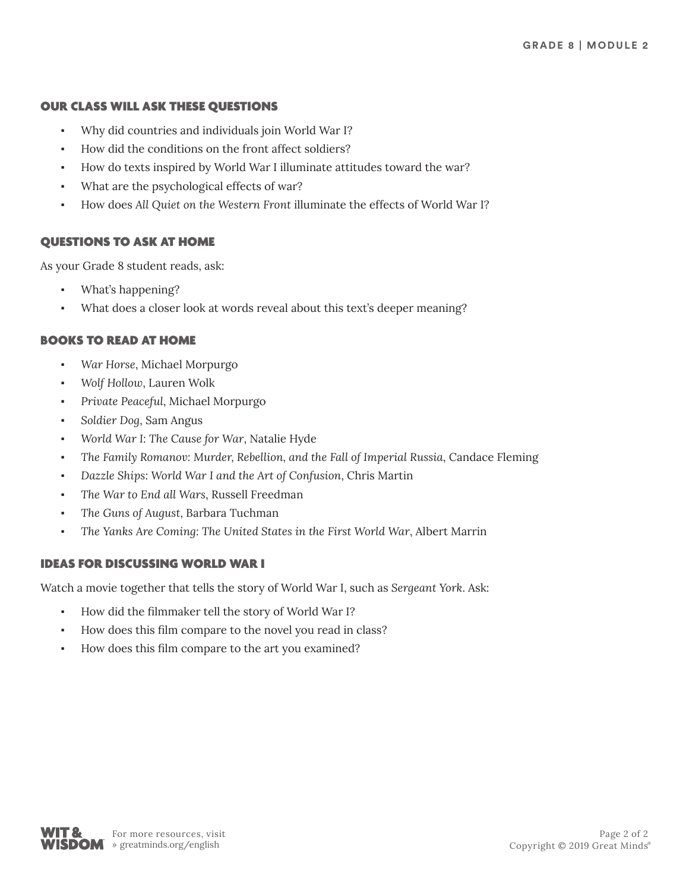## OUR CLASS WILL ASK THESE QUESTIONS

- Why did countries and individuals join World War I?
- How did the conditions on the front affect soldiers?
- How do texts inspired by World War I illuminate attitudes toward the war?
- What are the psychological effects of war?
- How does *All Quiet on the Western Front* illuminate the effects of World War I?

## QUESTIONS TO ASK AT HOME

As your Grade 8 student reads, ask:

- What's happening?
- What does a closer look at words reveal about this text's deeper meaning?

## BOOKS TO READ AT HOME

- *War Horse*, Michael Morpurgo
- *Wolf Hollow*, Lauren Wolk
- *Private Peaceful*, Michael Morpurgo
- *Soldier Dog*, Sam Angus
- *World War I: The Cause for War*, Natalie Hyde
- *The Family Romanov: Murder, Rebellion, and the Fall of Imperial Russia*, Candace Fleming
- *Dazzle Ships: World War I and the Art of Confusion*, Chris Martin
- *The War to End all Wars*, Russell Freedman
- *The Guns of August*, Barbara Tuchman
- *The Yanks Are Coming: The United States in the First World War*, Albert Marrin

## IDEAS FOR DISCUSSING WORLD WAR I

Watch a movie together that tells the story of World War I, such as *Sergeant York*. Ask:

- How did the filmmaker tell the story of World War I?
- How does this film compare to the novel you read in class?
- How does this film compare to the art you examined?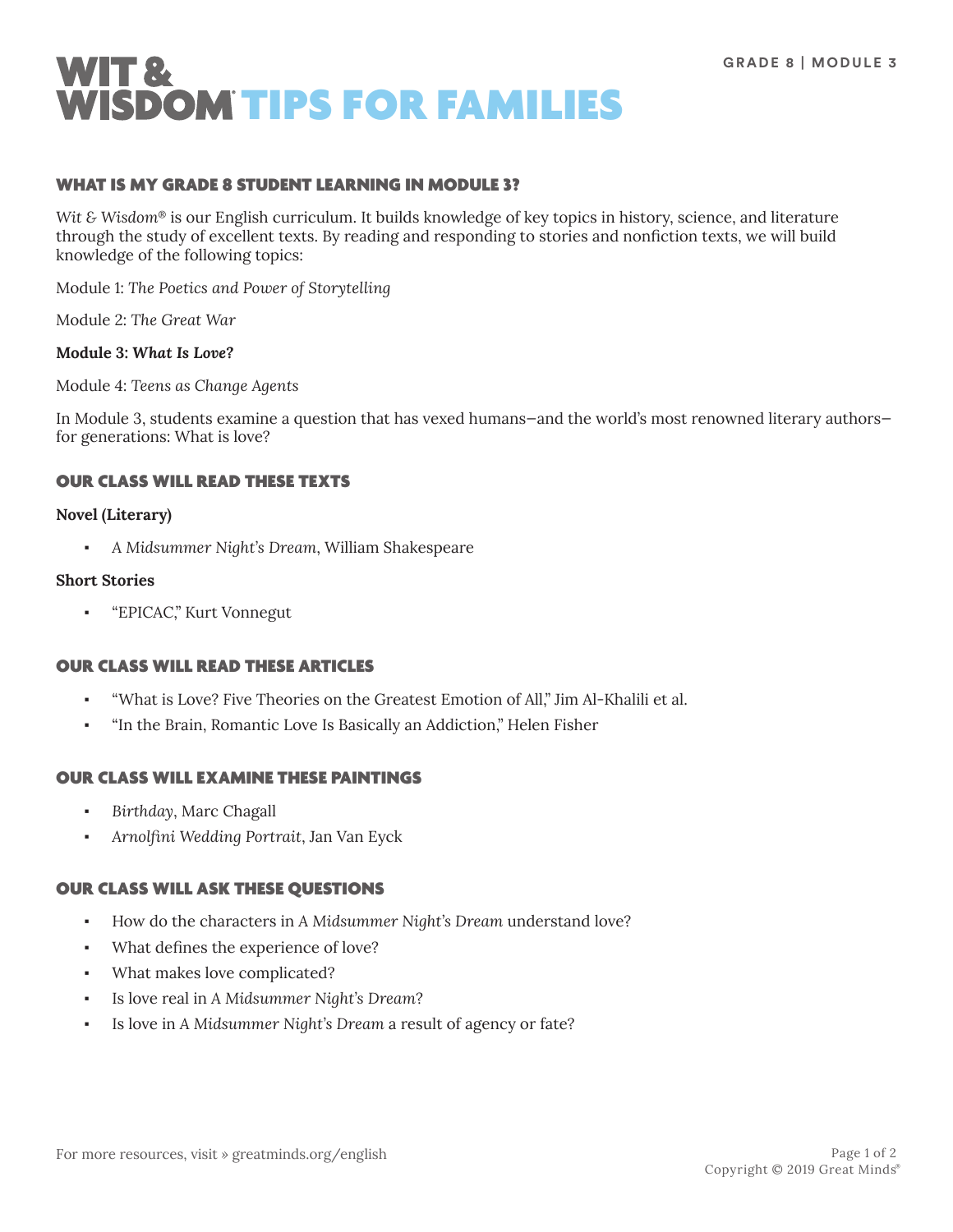# WIT & WISDOM® TIPS FOR FAMILIES

GRADE 8 | MODULE 3

## WHAT IS MY GRADE 8 STUDENT LEARNING IN MODULE 3?

*Wit & Wisdom®* is our English curriculum. It builds knowledge of key topics in history, science, and literature through the study of excellent texts. By reading and responding to stories and nonfiction texts, we will build knowledge of the following topics:

Module 1: *The Poetics and Power of Storytelling*

Module 2: *The Great War*

**Module 3: *What Is Love?***

Module 4: *Teens as Change Agents*

In Module 3, students examine a question that has vexed humans—and the world's most renowned literary authors—for generations: What is love?

## OUR CLASS WILL READ THESE TEXTS

**Novel (Literary)**

- *A Midsummer Night's Dream*, William Shakespeare

**Short Stories**

- "EPICAC," Kurt Vonnegut

## OUR CLASS WILL READ THESE ARTICLES

- "What is Love? Five Theories on the Greatest Emotion of All," Jim Al-Khalili et al.
- "In the Brain, Romantic Love Is Basically an Addiction," Helen Fisher

## OUR CLASS WILL EXAMINE THESE PAINTINGS

- *Birthday*, Marc Chagall
- *Arnolfini Wedding Portrait*, Jan Van Eyck

## OUR CLASS WILL ASK THESE QUESTIONS

- How do the characters in *A Midsummer Night's Dream* understand love?
- What defines the experience of love?
- What makes love complicated?
- Is love real in *A Midsummer Night's Dream*?
- Is love in *A Midsummer Night's Dream* a result of agency or fate?

For more resources, visit » greatminds.org/english

Copyright © 2019 Great Minds®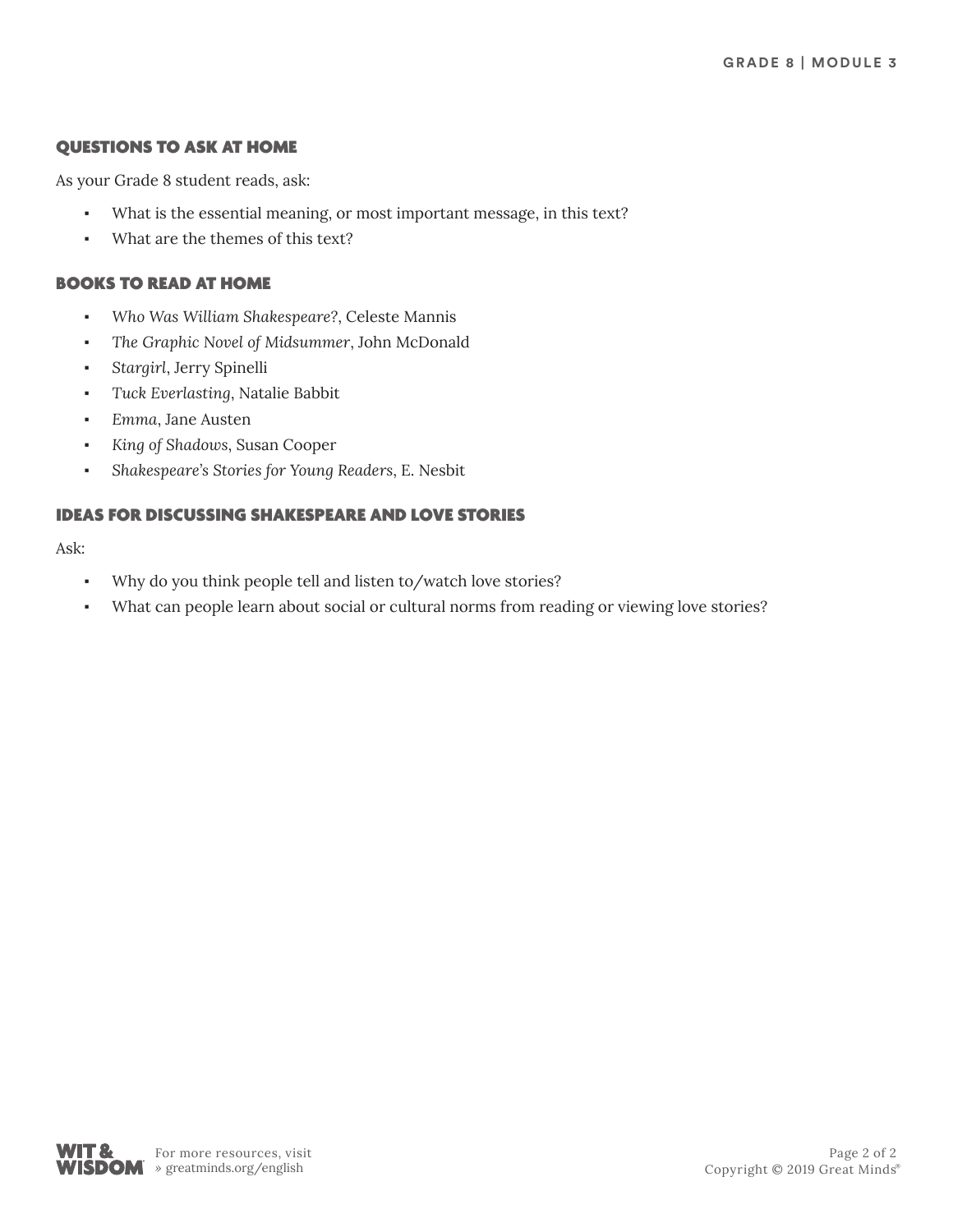## QUESTIONS TO ASK AT HOME

As your Grade 8 student reads, ask:

- What is the essential meaning, or most important message, in this text?
- What are the themes of this text?

## BOOKS TO READ AT HOME

- *Who Was William Shakespeare?*, Celeste Mannis
- *The Graphic Novel of Midsummer*, John McDonald
- *Stargirl*, Jerry Spinelli
- *Tuck Everlasting*, Natalie Babbit
- *Emma*, Jane Austen
- *King of Shadows*, Susan Cooper
- *Shakespeare's Stories for Young Readers*, E. Nesbit

## IDEAS FOR DISCUSSING SHAKESPEARE AND LOVE STORIES

Ask:

- Why do you think people tell and listen to/watch love stories?
- What can people learn about social or cultural norms from reading or viewing love stories?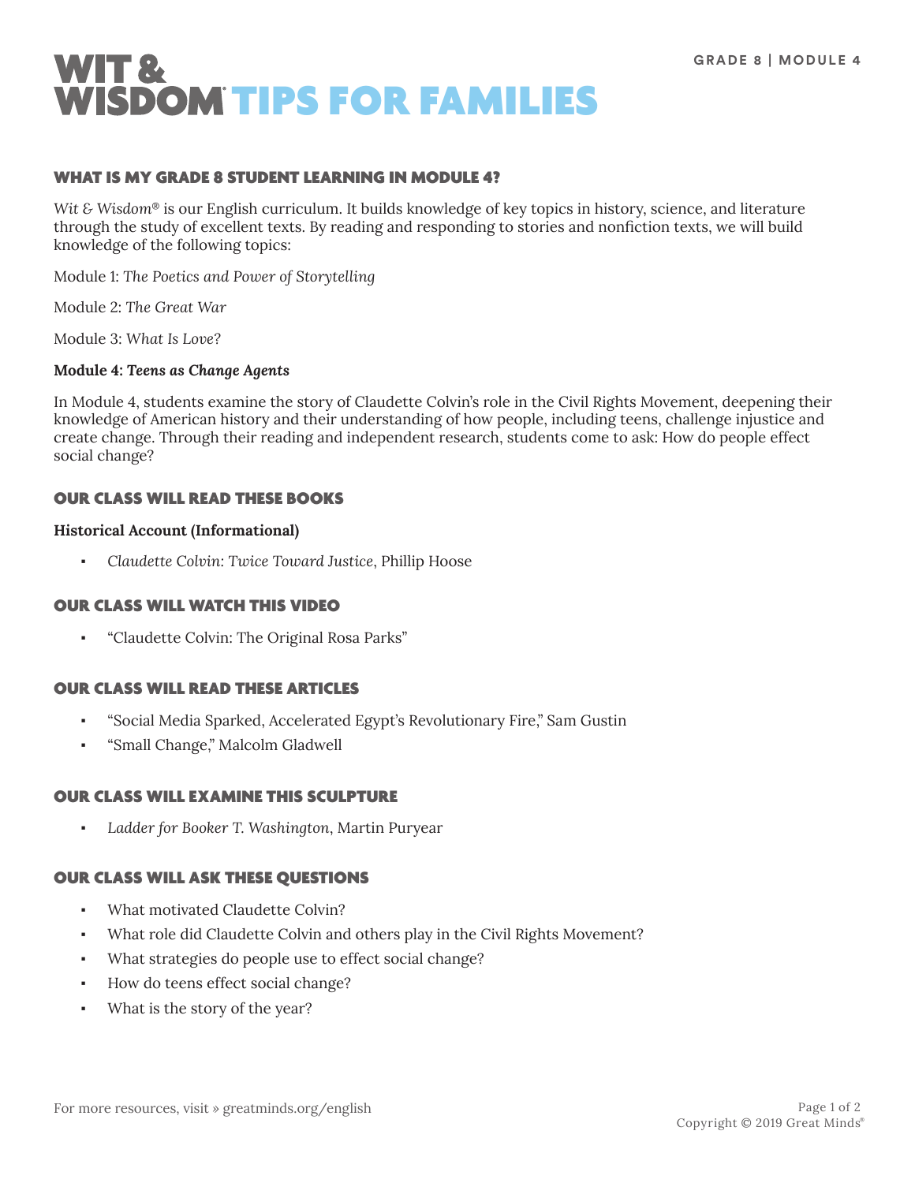# WIT & WISDOM® TIPS FOR FAMILIES

GRADE 8 | MODULE 4

## WHAT IS MY GRADE 8 STUDENT LEARNING IN MODULE 4?

*Wit & Wisdom®* is our English curriculum. It builds knowledge of key topics in history, science, and literature through the study of excellent texts. By reading and responding to stories and nonfiction texts, we will build knowledge of the following topics:

Module 1: *The Poetics and Power of Storytelling*

Module 2: *The Great War*

Module 3: *What Is Love?*

**Module 4: *Teens as Change Agents***

In Module 4, students examine the story of Claudette Colvin's role in the Civil Rights Movement, deepening their knowledge of American history and their understanding of how people, including teens, challenge injustice and create change. Through their reading and independent research, students come to ask: How do people effect social change?

## OUR CLASS WILL READ THESE BOOKS

**Historical Account (Informational)**

- *Claudette Colvin: Twice Toward Justice*, Phillip Hoose

## OUR CLASS WILL WATCH THIS VIDEO

- "Claudette Colvin: The Original Rosa Parks"

## OUR CLASS WILL READ THESE ARTICLES

- "Social Media Sparked, Accelerated Egypt's Revolutionary Fire," Sam Gustin
- "Small Change," Malcolm Gladwell

## OUR CLASS WILL EXAMINE THIS SCULPTURE

- *Ladder for Booker T. Washington*, Martin Puryear

## OUR CLASS WILL ASK THESE QUESTIONS

- What motivated Claudette Colvin?
- What role did Claudette Colvin and others play in the Civil Rights Movement?
- What strategies do people use to effect social change?
- How do teens effect social change?
- What is the story of the year?

For more resources, visit » greatminds.org/english

Copyright © 2019 Great Minds®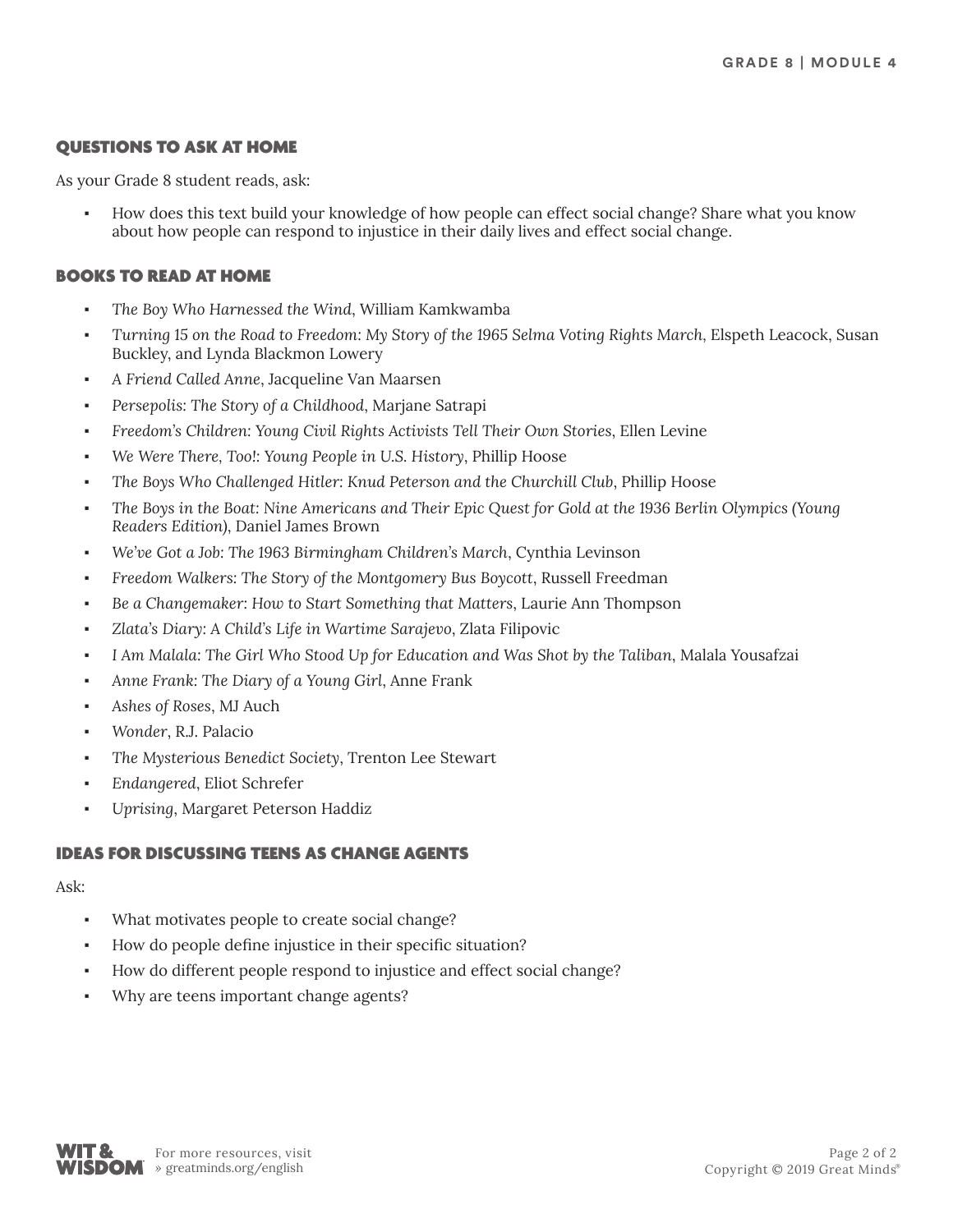## QUESTIONS TO ASK AT HOME

As your Grade 8 student reads, ask:

- How does this text build your knowledge of how people can effect social change? Share what you know about how people can respond to injustice in their daily lives and effect social change.

## BOOKS TO READ AT HOME

- *The Boy Who Harnessed the Wind*, William Kamkwamba
- *Turning 15 on the Road to Freedom: My Story of the 1965 Selma Voting Rights March*, Elspeth Leacock, Susan Buckley, and Lynda Blackmon Lowery
- *A Friend Called Anne*, Jacqueline Van Maarsen
- *Persepolis: The Story of a Childhood*, Marjane Satrapi
- *Freedom's Children: Young Civil Rights Activists Tell Their Own Stories*, Ellen Levine
- *We Were There, Too!: Young People in U.S. History*, Phillip Hoose
- *The Boys Who Challenged Hitler: Knud Peterson and the Churchill Club*, Phillip Hoose
- *The Boys in the Boat: Nine Americans and Their Epic Quest for Gold at the 1936 Berlin Olympics (Young Readers Edition)*, Daniel James Brown
- *We've Got a Job: The 1963 Birmingham Children's March*, Cynthia Levinson
- *Freedom Walkers: The Story of the Montgomery Bus Boycott*, Russell Freedman
- *Be a Changemaker: How to Start Something that Matters*, Laurie Ann Thompson
- *Zlata's Diary: A Child's Life in Wartime Sarajevo*, Zlata Filipovic
- *I Am Malala: The Girl Who Stood Up for Education and Was Shot by the Taliban*, Malala Yousafzai
- *Anne Frank: The Diary of a Young Girl*, Anne Frank
- *Ashes of Roses*, MJ Auch
- *Wonder*, R.J. Palacio
- *The Mysterious Benedict Society*, Trenton Lee Stewart
- *Endangered*, Eliot Schrefer
- *Uprising*, Margaret Peterson Haddiz

## IDEAS FOR DISCUSSING TEENS AS CHANGE AGENTS

Ask:

- What motivates people to create social change?
- How do people define injustice in their specific situation?
- How do different people respond to injustice and effect social change?
- Why are teens important change agents?

For more resources, visit » greatminds.org/english

Copyright © 2019 Great Minds®